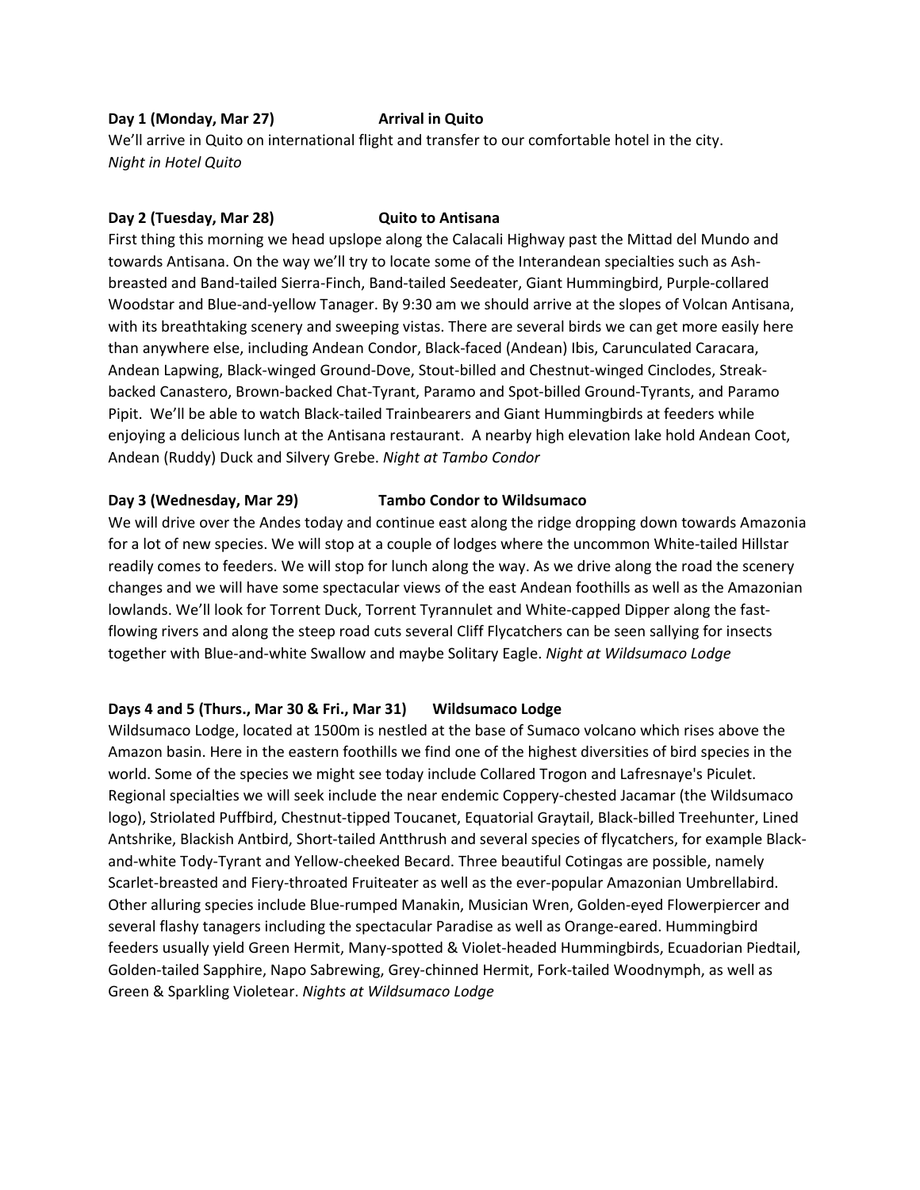**Day 1 (Monday, Mar 27)** **Arrival in Quito**

We'll arrive in Quito on international flight and transfer to our comfortable hotel in the city.
*Night in Hotel Quito*

**Day 2 (Tuesday, Mar 28)** **Quito to Antisana**

First thing this morning we head upslope along the Calacali Highway past the Mittad del Mundo and towards Antisana. On the way we'll try to locate some of the Interandean specialties such as Ash-breasted and Band-tailed Sierra-Finch, Band-tailed Seedeater, Giant Hummingbird, Purple-collared Woodstar and Blue-and-yellow Tanager. By 9:30 am we should arrive at the slopes of Volcan Antisana, with its breathtaking scenery and sweeping vistas. There are several birds we can get more easily here than anywhere else, including Andean Condor, Black-faced (Andean) Ibis, Carunculated Caracara, Andean Lapwing, Black-winged Ground-Dove, Stout-billed and Chestnut-winged Cinclodes, Streak-backed Canastero, Brown-backed Chat-Tyrant, Paramo and Spot-billed Ground-Tyrants, and Paramo Pipit. We'll be able to watch Black-tailed Trainbearers and Giant Hummingbirds at feeders while enjoying a delicious lunch at the Antisana restaurant. A nearby high elevation lake hold Andean Coot, Andean (Ruddy) Duck and Silvery Grebe. *Night at Tambo Condor*

**Day 3 (Wednesday, Mar 29)** **Tambo Condor to Wildsumaco**

We will drive over the Andes today and continue east along the ridge dropping down towards Amazonia for a lot of new species. We will stop at a couple of lodges where the uncommon White-tailed Hillstar readily comes to feeders. We will stop for lunch along the way. As we drive along the road the scenery changes and we will have some spectacular views of the east Andean foothills as well as the Amazonian lowlands. We'll look for Torrent Duck, Torrent Tyrannulet and White-capped Dipper along the fast-flowing rivers and along the steep road cuts several Cliff Flycatchers can be seen sallying for insects together with Blue-and-white Swallow and maybe Solitary Eagle. *Night at Wildsumaco Lodge*

**Days 4 and 5 (Thurs., Mar 30 & Fri., Mar 31)** **Wildsumaco Lodge**

Wildsumaco Lodge, located at 1500m is nestled at the base of Sumaco volcano which rises above the Amazon basin. Here in the eastern foothills we find one of the highest diversities of bird species in the world. Some of the species we might see today include Collared Trogon and Lafresnaye's Piculet. Regional specialties we will seek include the near endemic Coppery-chested Jacamar (the Wildsumaco logo), Striolated Puffbird, Chestnut-tipped Toucanet, Equatorial Graytail, Black-billed Treehunter, Lined Antshrike, Blackish Antbird, Short-tailed Antthrush and several species of flycatchers, for example Black-and-white Tody-Tyrant and Yellow-cheeked Becard. Three beautiful Cotingas are possible, namely Scarlet-breasted and Fiery-throated Fruiteater as well as the ever-popular Amazonian Umbrellabird. Other alluring species include Blue-rumped Manakin, Musician Wren, Golden-eyed Flowerpiercer and several flashy tanagers including the spectacular Paradise as well as Orange-eared. Hummingbird feeders usually yield Green Hermit, Many-spotted & Violet-headed Hummingbirds, Ecuadorian Piedtail, Golden-tailed Sapphire, Napo Sabrewing, Grey-chinned Hermit, Fork-tailed Woodnymph, as well as Green & Sparkling Violetear. *Nights at Wildsumaco Lodge*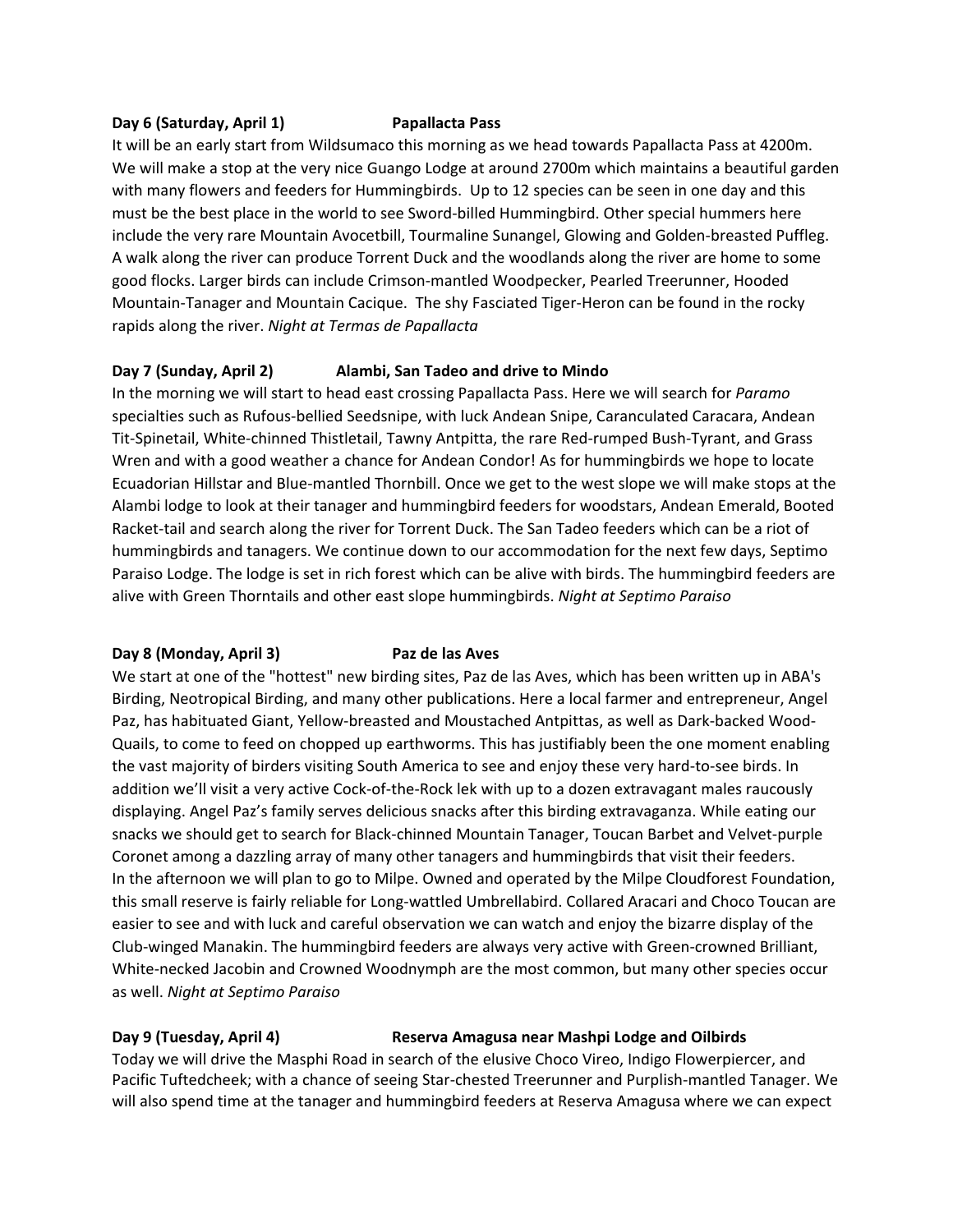**Day 6 (Saturday, April 1) Papallacta Pass**

It will be an early start from Wildsumaco this morning as we head towards Papallacta Pass at 4200m. We will make a stop at the very nice Guango Lodge at around 2700m which maintains a beautiful garden with many flowers and feeders for Hummingbirds. Up to 12 species can be seen in one day and this must be the best place in the world to see Sword-billed Hummingbird. Other special hummers here include the very rare Mountain Avocetbill, Tourmaline Sunangel, Glowing and Golden-breasted Puffleg. A walk along the river can produce Torrent Duck and the woodlands along the river are home to some good flocks. Larger birds can include Crimson-mantled Woodpecker, Pearled Treerunner, Hooded Mountain-Tanager and Mountain Cacique. The shy Fasciated Tiger-Heron can be found in the rocky rapids along the river. *Night at Termas de Papallacta*

**Day 7 (Sunday, April 2) Alambi, San Tadeo and drive to Mindo**

In the morning we will start to head east crossing Papallacta Pass. Here we will search for *Paramo* specialties such as Rufous-bellied Seedsnipe, with luck Andean Snipe, Caranculated Caracara, Andean Tit-Spinetail, White-chinned Thistletail, Tawny Antpitta, the rare Red-rumped Bush-Tyrant, and Grass Wren and with a good weather a chance for Andean Condor! As for hummingbirds we hope to locate Ecuadorian Hillstar and Blue-mantled Thornbill. Once we get to the west slope we will make stops at the Alambi lodge to look at their tanager and hummingbird feeders for woodstars, Andean Emerald, Booted Racket-tail and search along the river for Torrent Duck. The San Tadeo feeders which can be a riot of hummingbirds and tanagers. We continue down to our accommodation for the next few days, Septimo Paraiso Lodge. The lodge is set in rich forest which can be alive with birds. The hummingbird feeders are alive with Green Thorntails and other east slope hummingbirds. *Night at Septimo Paraiso*

**Day 8 (Monday, April 3) Paz de las Aves**

We start at one of the "hottest" new birding sites, Paz de las Aves, which has been written up in ABA's Birding, Neotropical Birding, and many other publications. Here a local farmer and entrepreneur, Angel Paz, has habituated Giant, Yellow-breasted and Moustached Antpittas, as well as Dark-backed Wood-Quails, to come to feed on chopped up earthworms. This has justifiably been the one moment enabling the vast majority of birders visiting South America to see and enjoy these very hard-to-see birds. In addition we'll visit a very active Cock-of-the-Rock lek with up to a dozen extravagant males raucously displaying. Angel Paz's family serves delicious snacks after this birding extravaganza. While eating our snacks we should get to search for Black-chinned Mountain Tanager, Toucan Barbet and Velvet-purple Coronet among a dazzling array of many other tanagers and hummingbirds that visit their feeders.
In the afternoon we will plan to go to Milpe. Owned and operated by the Milpe Cloudforest Foundation, this small reserve is fairly reliable for Long-wattled Umbrellabird. Collared Aracari and Choco Toucan are easier to see and with luck and careful observation we can watch and enjoy the bizarre display of the Club-winged Manakin. The hummingbird feeders are always very active with Green-crowned Brilliant, White-necked Jacobin and Crowned Woodnymph are the most common, but many other species occur as well. *Night at Septimo Paraiso*

**Day 9 (Tuesday, April 4) Reserva Amagusa near Mashpi Lodge and Oilbirds**

Today we will drive the Masphi Road in search of the elusive Choco Vireo, Indigo Flowerpiercer, and Pacific Tuftedcheek; with a chance of seeing Star-chested Treerunner and Purplish-mantled Tanager. We will also spend time at the tanager and hummingbird feeders at Reserva Amagusa where we can expect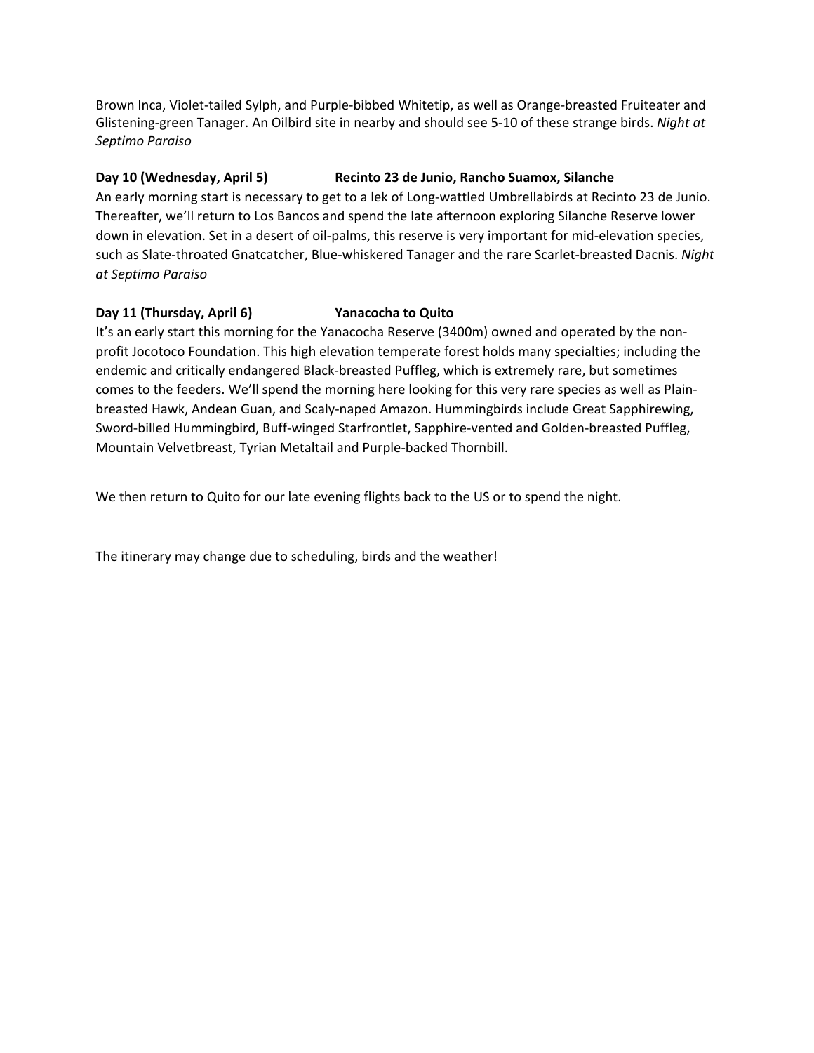Brown Inca, Violet-tailed Sylph, and Purple-bibbed Whitetip, as well as Orange-breasted Fruiteater and Glistening-green Tanager. An Oilbird site in nearby and should see 5-10 of these strange birds. *Night at Septimo Paraiso*

**Day 10 (Wednesday, April 5) Recinto 23 de Junio, Rancho Suamox, Silanche**

An early morning start is necessary to get to a lek of Long-wattled Umbrellabirds at Recinto 23 de Junio. Thereafter, we'll return to Los Bancos and spend the late afternoon exploring Silanche Reserve lower down in elevation. Set in a desert of oil-palms, this reserve is very important for mid-elevation species, such as Slate-throated Gnatcatcher, Blue-whiskered Tanager and the rare Scarlet-breasted Dacnis. *Night at Septimo Paraiso*

**Day 11 (Thursday, April 6) Yanacocha to Quito**

It's an early start this morning for the Yanacocha Reserve (3400m) owned and operated by the non-profit Jocotoco Foundation. This high elevation temperate forest holds many specialties; including the endemic and critically endangered Black-breasted Puffleg, which is extremely rare, but sometimes comes to the feeders. We'll spend the morning here looking for this very rare species as well as Plain-breasted Hawk, Andean Guan, and Scaly-naped Amazon. Hummingbirds include Great Sapphirewing, Sword-billed Hummingbird, Buff-winged Starfrontlet, Sapphire-vented and Golden-breasted Puffleg, Mountain Velvetbreast, Tyrian Metaltail and Purple-backed Thornbill.

We then return to Quito for our late evening flights back to the US or to spend the night.

The itinerary may change due to scheduling, birds and the weather!